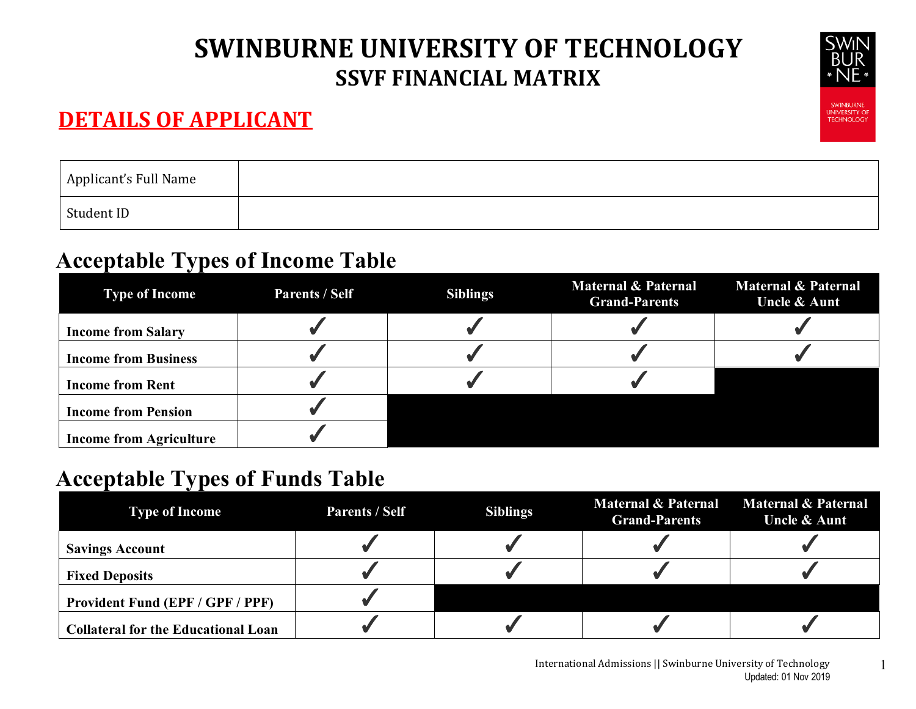# SWINBURNE UNIVERSITY OF TECHNOLOGY
## SSVF FINANCIAL MATRIX

## DETAILS OF APPLICANT

| Applicant's Full Name | |
|---|---|
| Student ID | |

## Acceptable Types of Income Table

| Type of Income | Parents / Self | Siblings | Maternal & Paternal Grand-Parents | Maternal & Paternal Uncle & Aunt |
|---|---|---|---|---|
| **Income from Salary** | ✔ | ✔ | ✔ | ✔ |
| **Income from Business** | ✔ | ✔ | ✔ | ✔ |
| **Income from Rent** | ✔ | ✔ | ✔ | |
| **Income from Pension** | ✔ | | | |
| **Income from Agriculture** | ✔ | | | |

## Acceptable Types of Funds Table

| Type of Income | Parents / Self | Siblings | Maternal & Paternal Grand-Parents | Maternal & Paternal Uncle & Aunt |
|---|---|---|---|---|
| **Savings Account** | ✔ | ✔ | ✔ | ✔ |
| **Fixed Deposits** | ✔ | ✔ | ✔ | ✔ |
| **Provident Fund (EPF / GPF / PPF)** | ✔ | | | |
| **Collateral for the Educational Loan** | ✔ | ✔ | ✔ | ✔ |

International Admissions || Swinburne University of Technology
Updated: 01 Nov 2019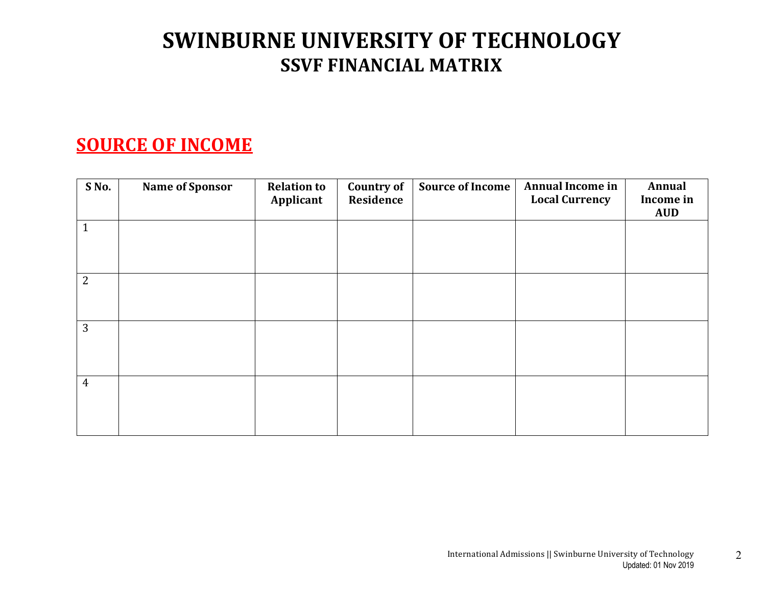# SWINBURNE UNIVERSITY OF TECHNOLOGY

## SSVF FINANCIAL MATRIX

## SOURCE OF INCOME

| S No. | Name of Sponsor | Relation to Applicant | Country of Residence | Source of Income | Annual Income in Local Currency | Annual Income in AUD |
|---|---|---|---|---|---|---|
| 1 | | | | | | |
| 2 | | | | | | |
| 3 | | | | | | |
| 4 | | | | | | |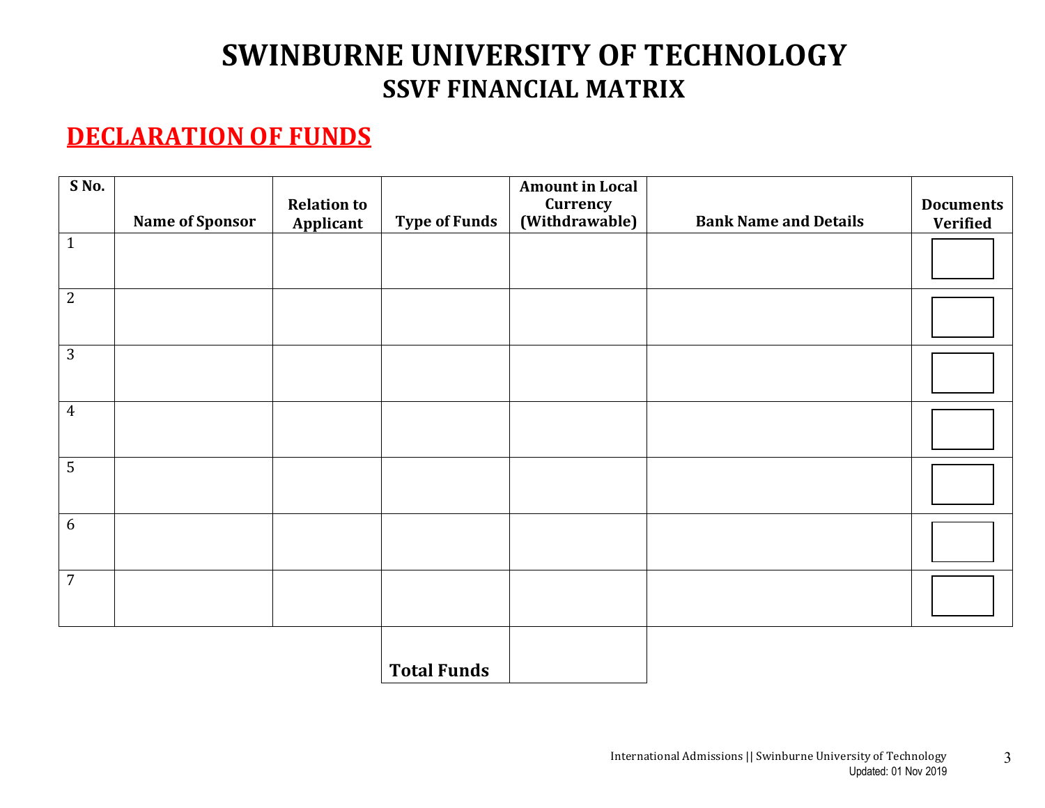# SWINBURNE UNIVERSITY OF TECHNOLOGY

## SSVF FINANCIAL MATRIX

## DECLARATION OF FUNDS

| S No. | Name of Sponsor | Relation to Applicant | Type of Funds | Amount in Local Currency (Withdrawable) | Bank Name and Details | Documents Verified |
|---|---|---|---|---|---|---|
| 1 | | | | | | ☐ |
| 2 | | | | | | ☐ |
| 3 | | | | | | ☐ |
| 4 | | | | | | ☐ |
| 5 | | | | | | ☐ |
| 6 | | | | | | ☐ |
| 7 | | | | | | ☐ |
| | | | **Total Funds** | | | |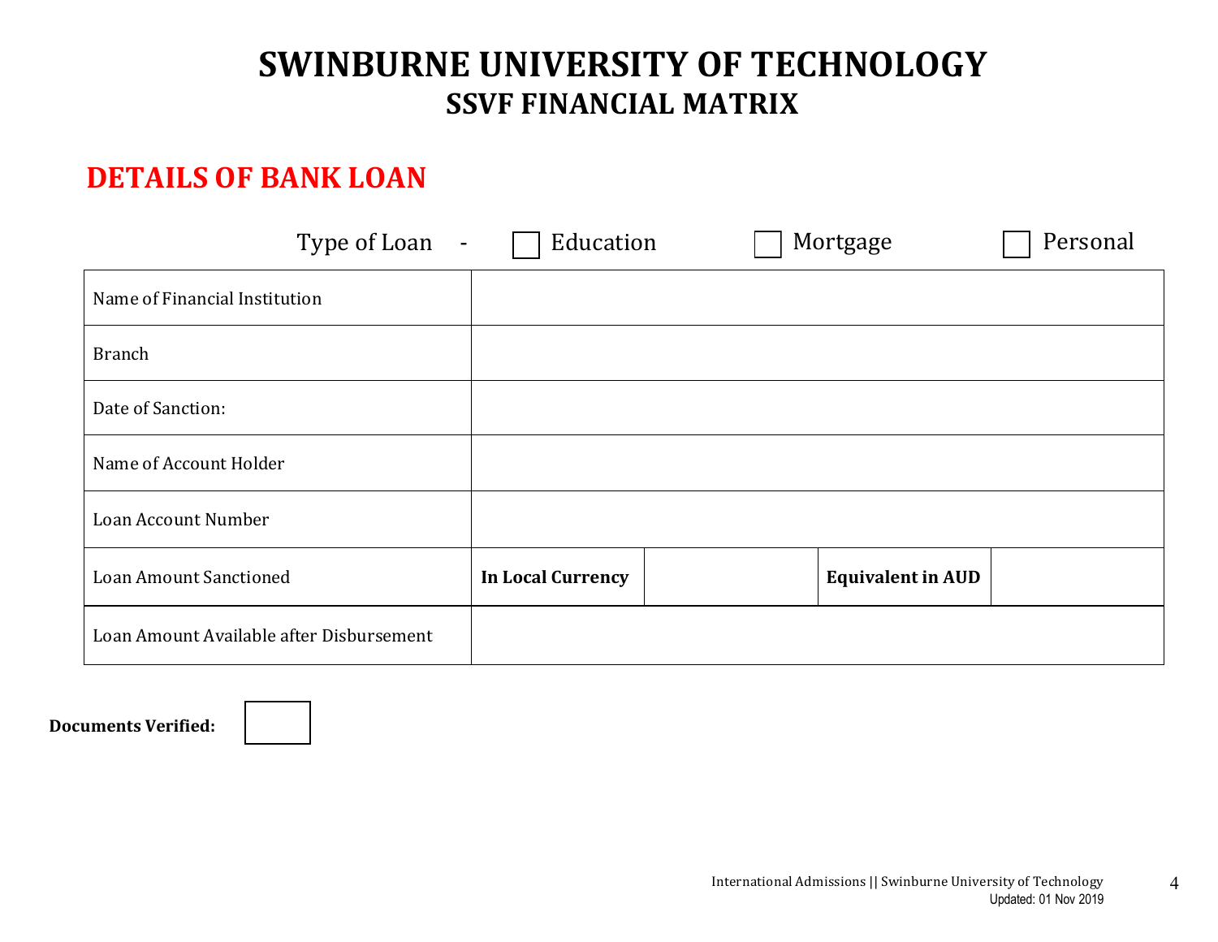# SWINBURNE UNIVERSITY OF TECHNOLOGY
## SSVF FINANCIAL MATRIX

## DETAILS OF BANK LOAN

Type of Loan - ☐ Education ☐ Mortgage ☐ Personal

| | | | | |
|---|---|---|---|---|
| Name of Financial Institution | | | | |
| Branch | | | | |
| Date of Sanction: | | | | |
| Name of Account Holder | | | | |
| Loan Account Number | | | | |
| Loan Amount Sanctioned | **In Local Currency** | | **Equivalent in AUD** | |
| Loan Amount Available after Disbursement | | | | |

**Documents Verified:** ☐

International Admissions || Swinburne University of Technology
Updated: 01 Nov 2019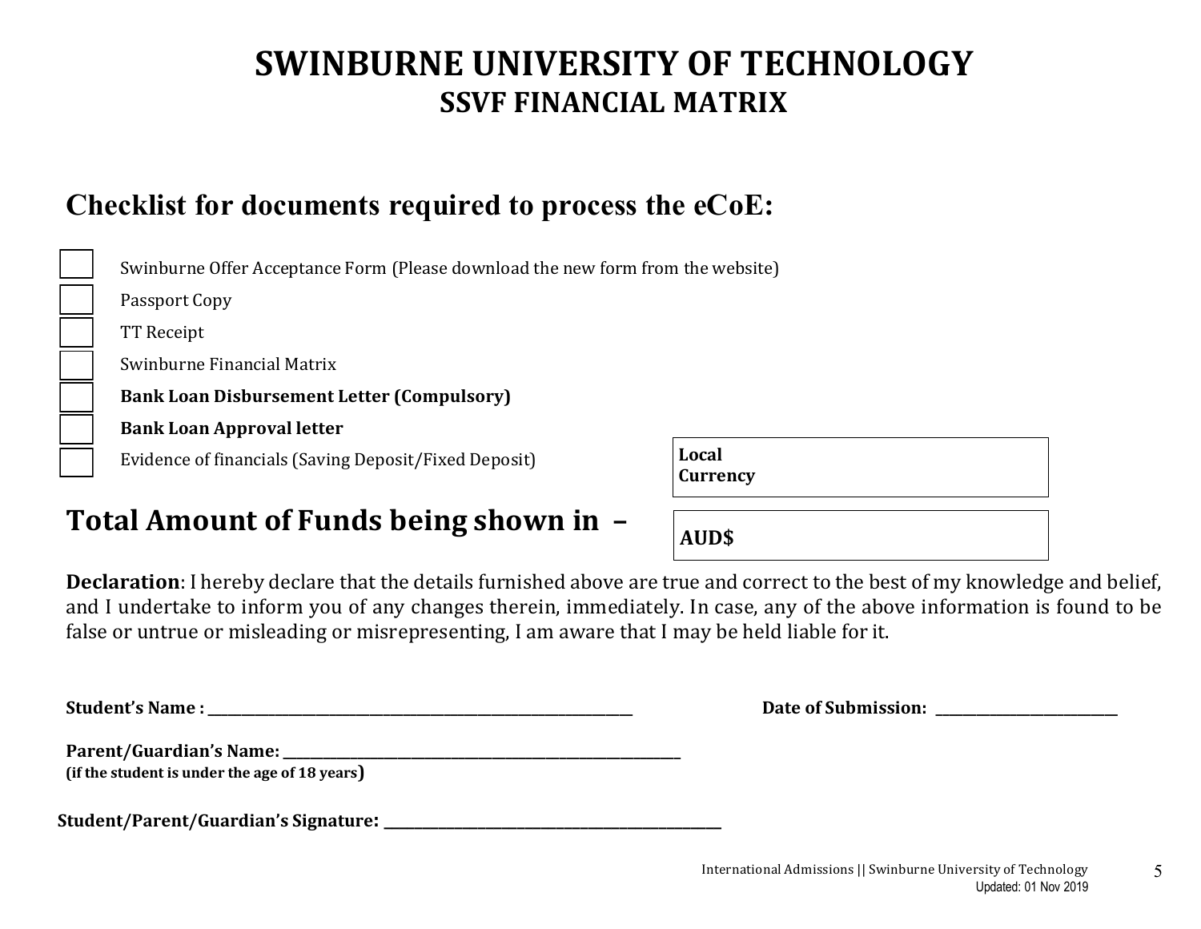# SWINBURNE UNIVERSITY OF TECHNOLOGY
## SSVF FINANCIAL MATRIX

### Checklist for documents required to process the eCoE:

- [ ] Swinburne Offer Acceptance Form (Please download the new form from the website)
- [ ] Passport Copy
- [ ] TT Receipt
- [ ] Swinburne Financial Matrix
- [ ] **Bank Loan Disbursement Letter (Compulsory)**
- [ ] **Bank Loan Approval letter**
- [ ] Evidence of financials (Saving Deposit/Fixed Deposit)

### Total Amount of Funds being shown in –

| | |
|---|---|
| **Local Currency** | |
| **AUD$** | |

**Declaration**: I hereby declare that the details furnished above are true and correct to the best of my knowledge and belief, and I undertake to inform you of any changes therein, immediately. In case, any of the above information is found to be false or untrue or misleading or misrepresenting, I am aware that I may be held liable for it.

**Student's Name :** ______________________________

**Date of Submission:** ______________________

**Parent/Guardian's Name:** ______________________________
**(if the student is under the age of 18 years)**

**Student/Parent/Guardian's Signature:** ______________________________

International Admissions || Swinburne University of Technology
Updated: 01 Nov 2019